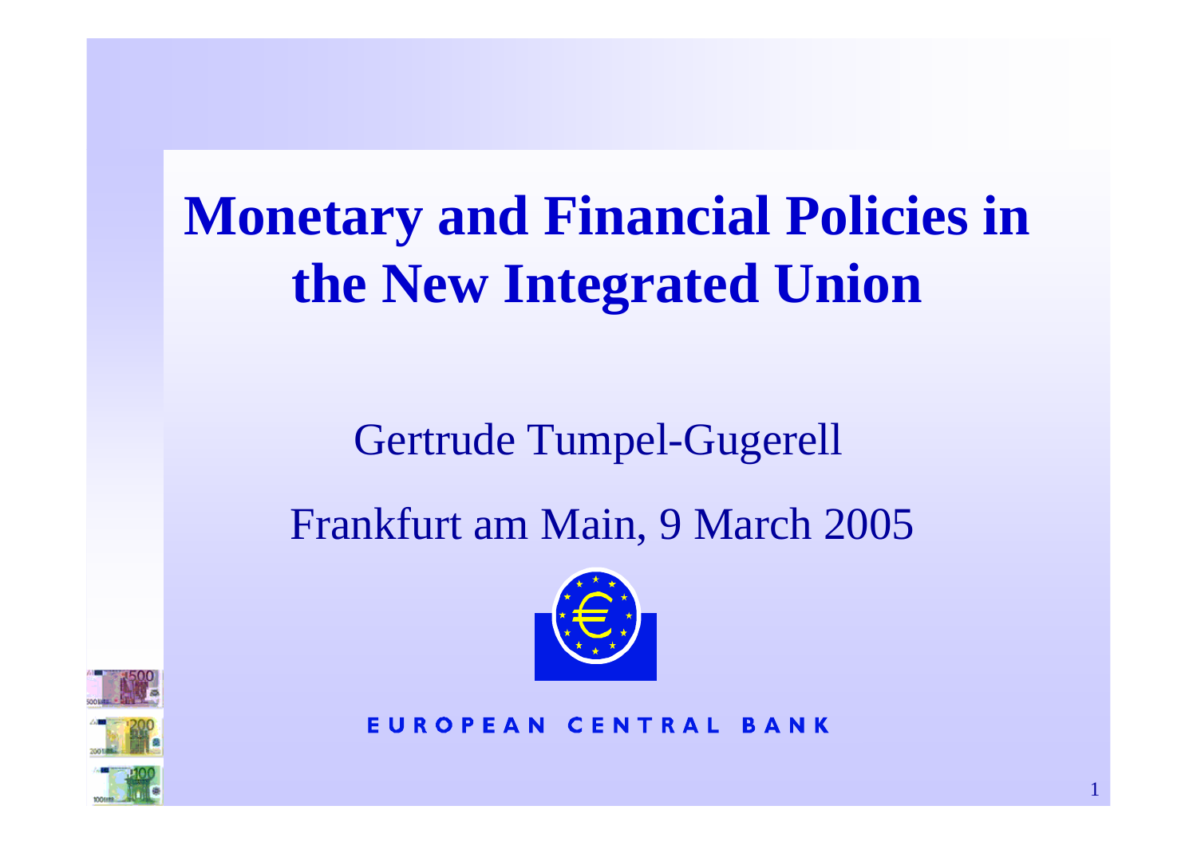# Monetary and Financial Policies in the New Integrated Union

Gertrude Tumpel-Gugerell

Frankfurt am Main, 9 March 2005

EUROPEAN CENTRAL BANK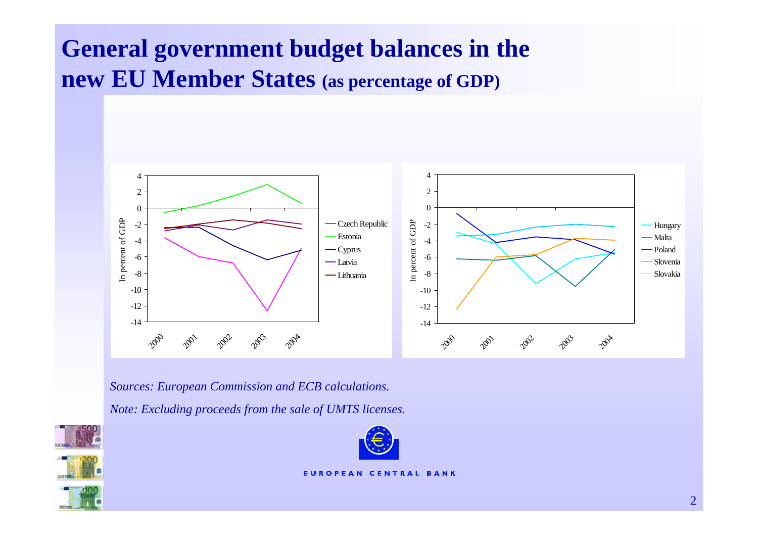# General government budget balances in the new EU Member States (as percentage of GDP)

*Sources: European Commission and ECB calculations.*

*Note: Excluding proceeds from the sale of UMTS licenses.*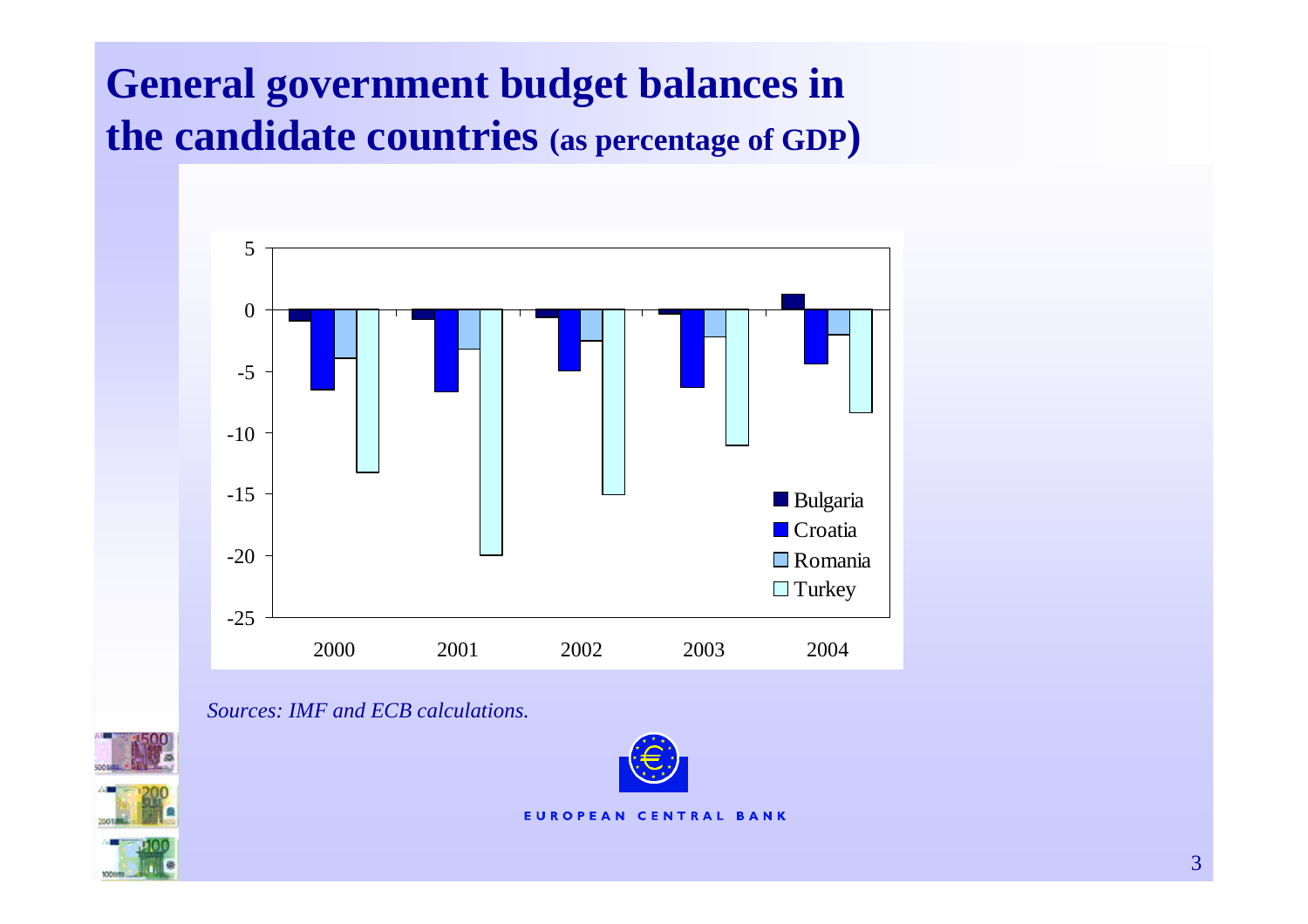# General government budget balances in the candidate countries (as percentage of GDP)

*Sources: IMF and ECB calculations.*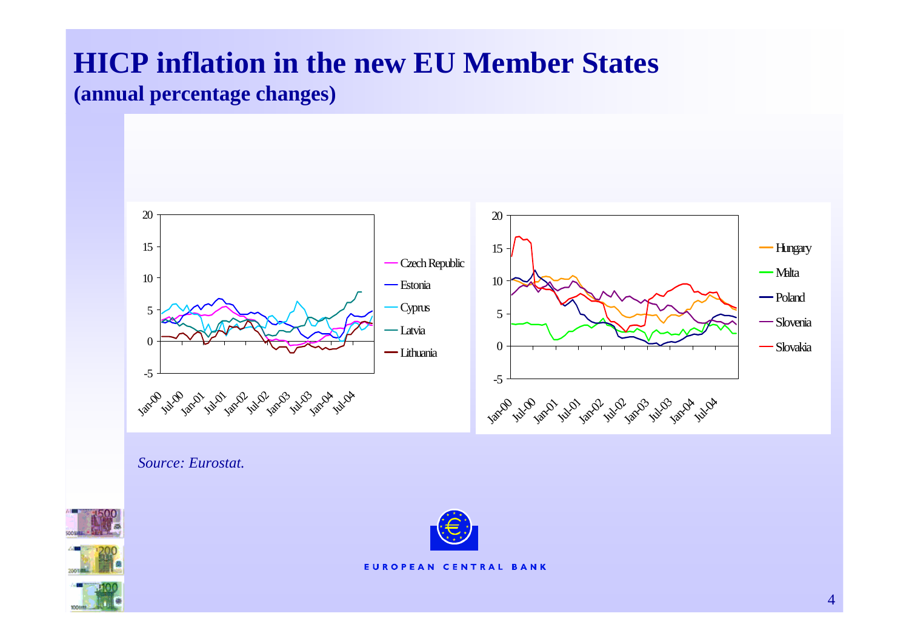# HICP inflation in the new EU Member States

**(annual percentage changes)**

*Source: Eurostat.*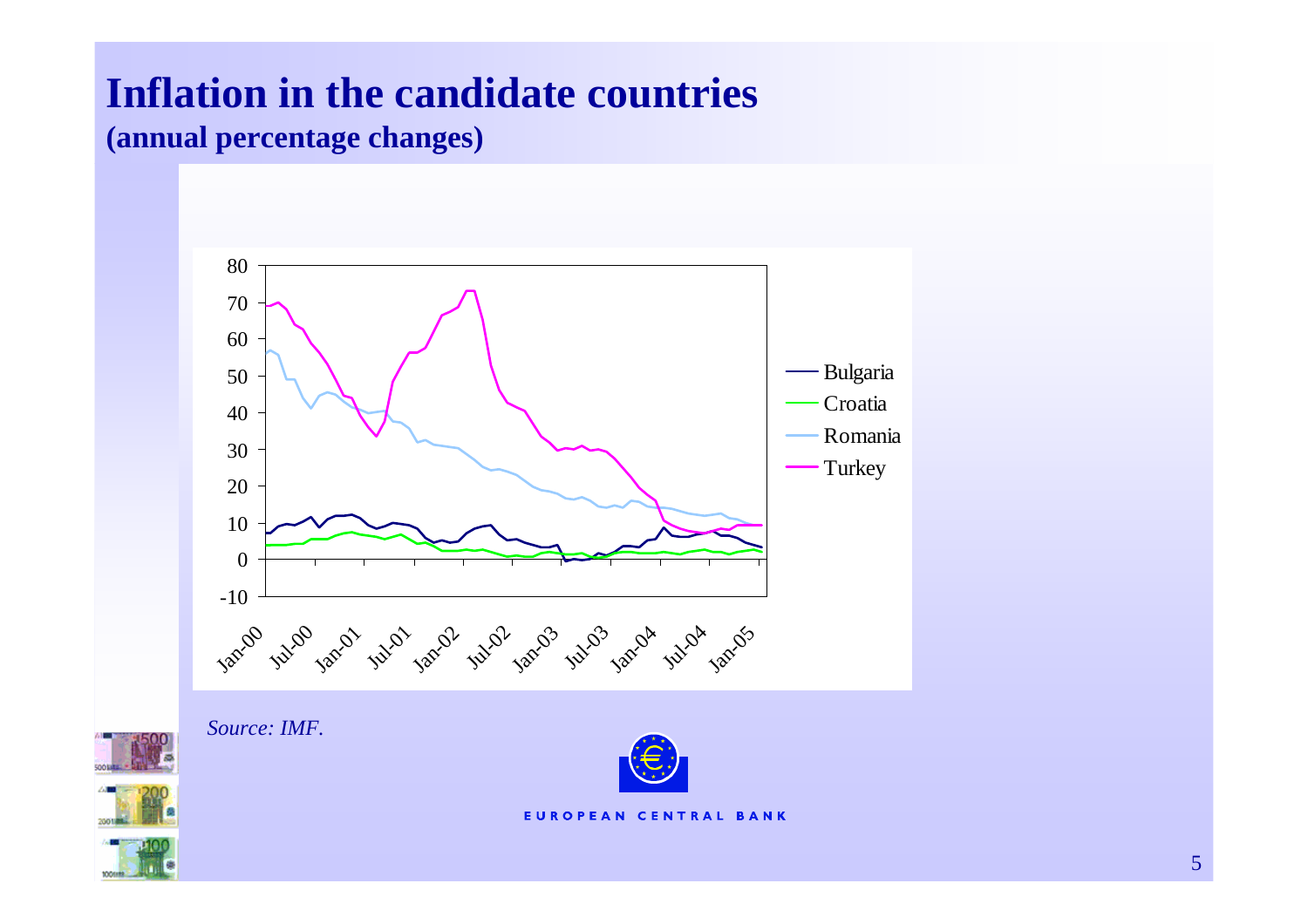# Inflation in the candidate countries

**(annual percentage changes)**

*Source: IMF.*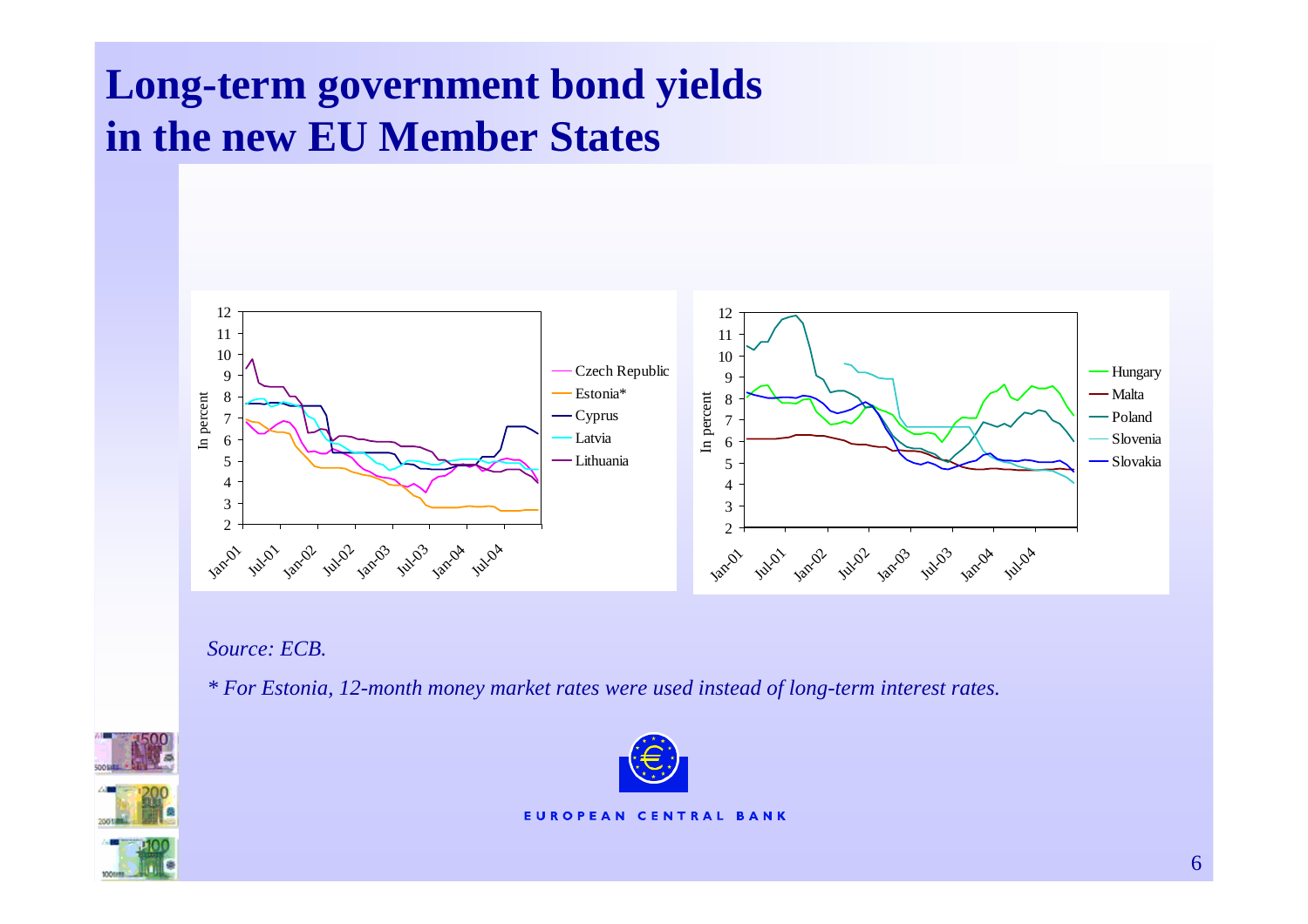# Long-term government bond yields in the new EU Member States

*Source: ECB.*

*\* For Estonia, 12-month money market rates were used instead of long-term interest rates.*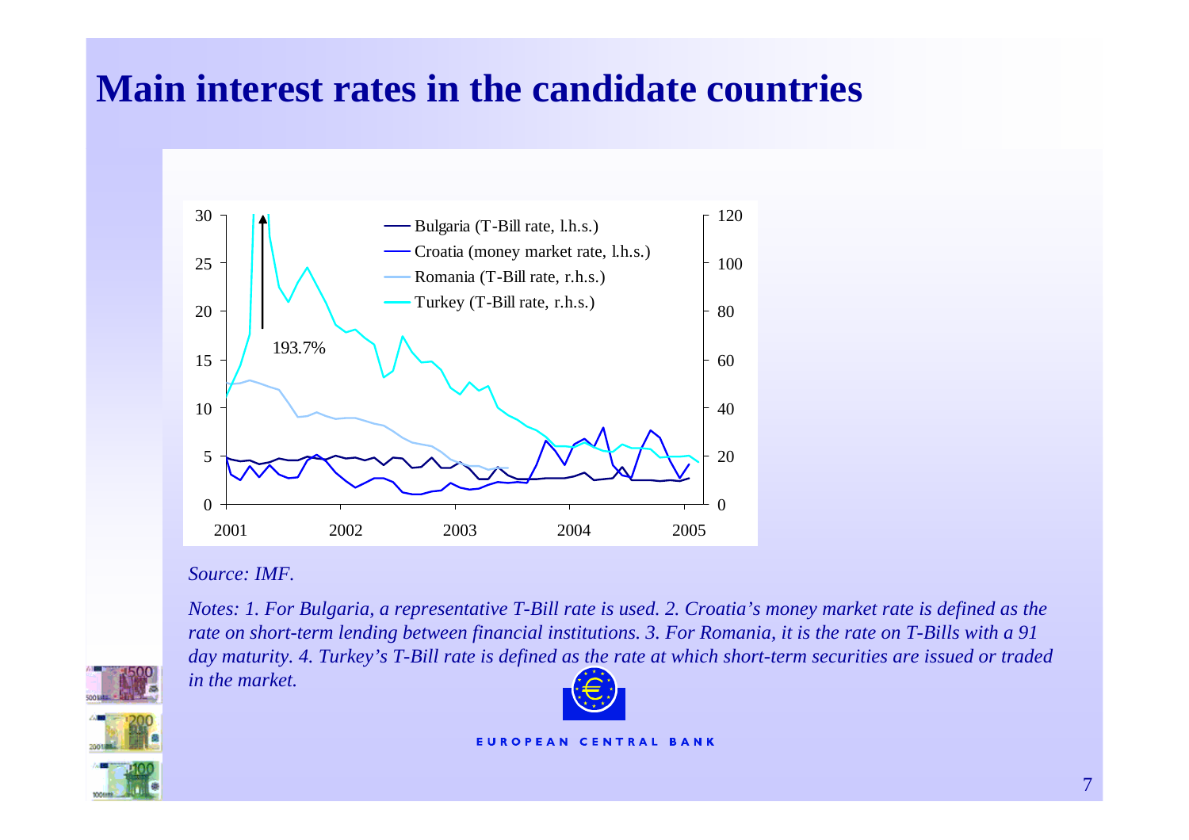# Main interest rates in the candidate countries

*Source: IMF.*

*Notes: 1. For Bulgaria, a representative T-Bill rate is used. 2. Croatia's money market rate is defined as the rate on short-term lending between financial institutions. 3. For Romania, it is the rate on T-Bills with a 91 day maturity. 4. Turkey's T-Bill rate is defined as the rate at which short-term securities are issued or traded in the market.*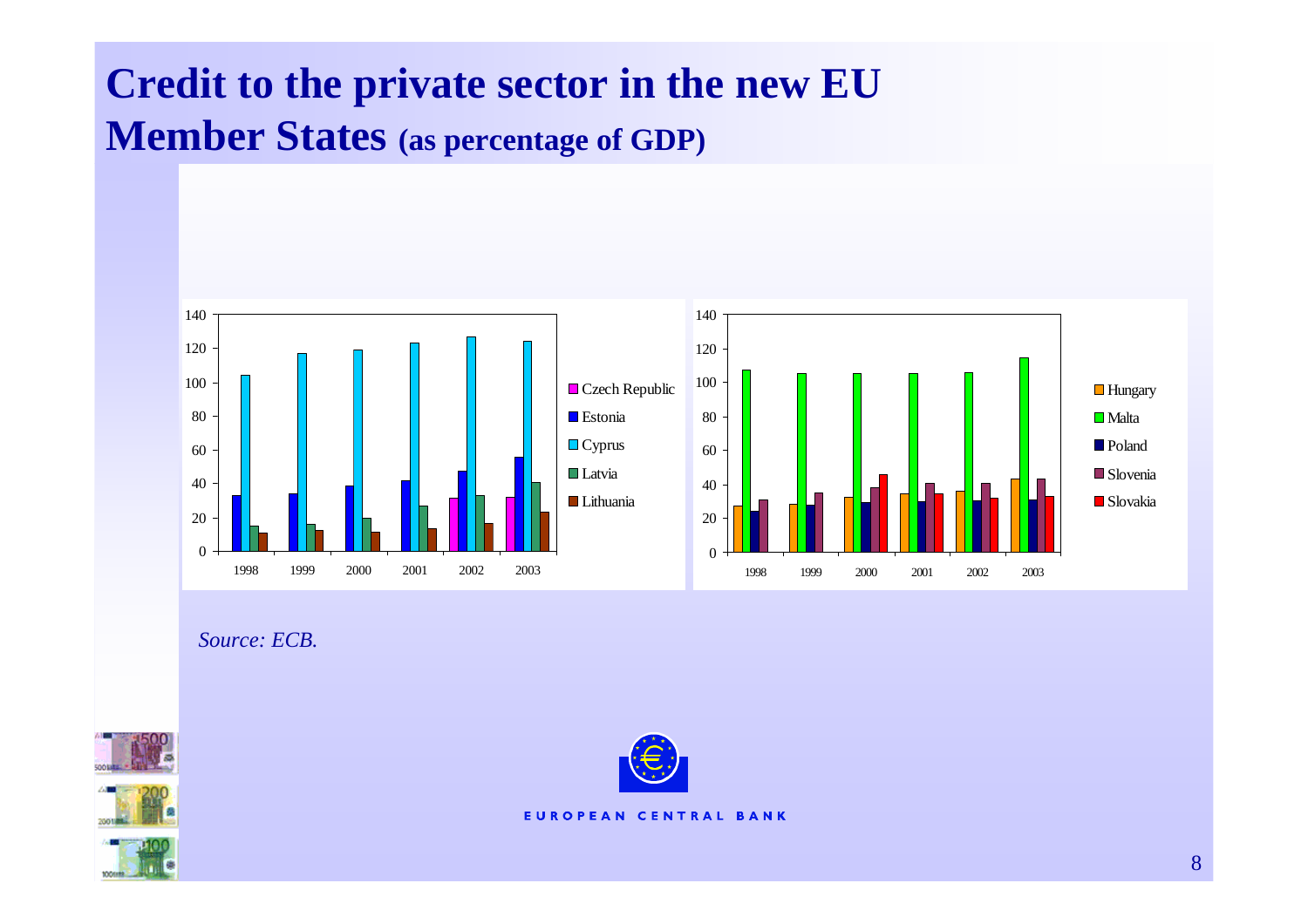# Credit to the private sector in the new EU Member States (as percentage of GDP)

*Source: ECB.*

EUROPEAN CENTRAL BANK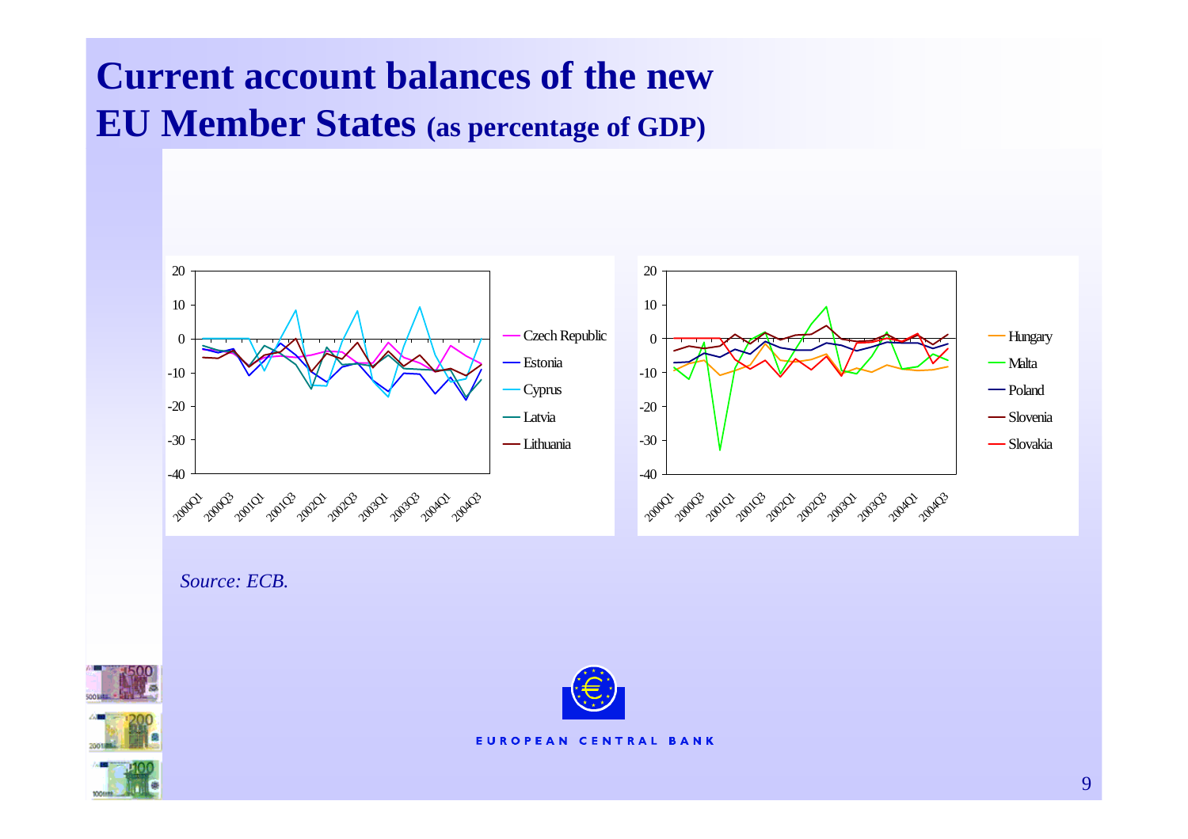# Current account balances of the new EU Member States (as percentage of GDP)

*Source: ECB.*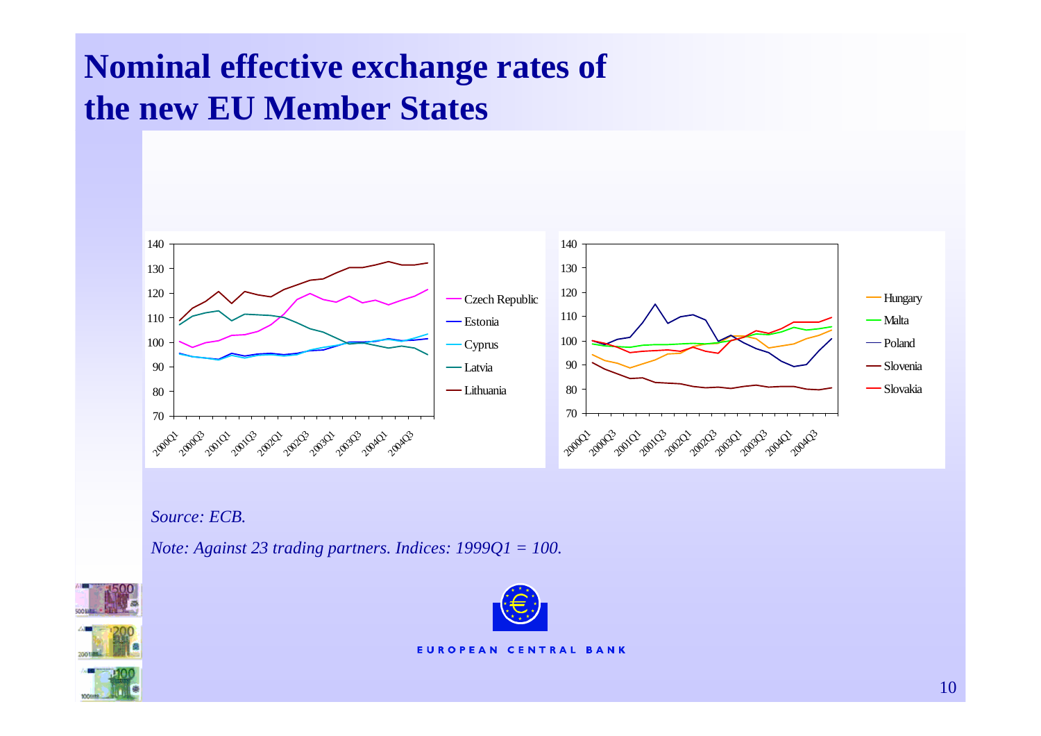# Nominal effective exchange rates of the new EU Member States

*Source: ECB.*

*Note: Against 23 trading partners. Indices: 1999Q1 = 100.*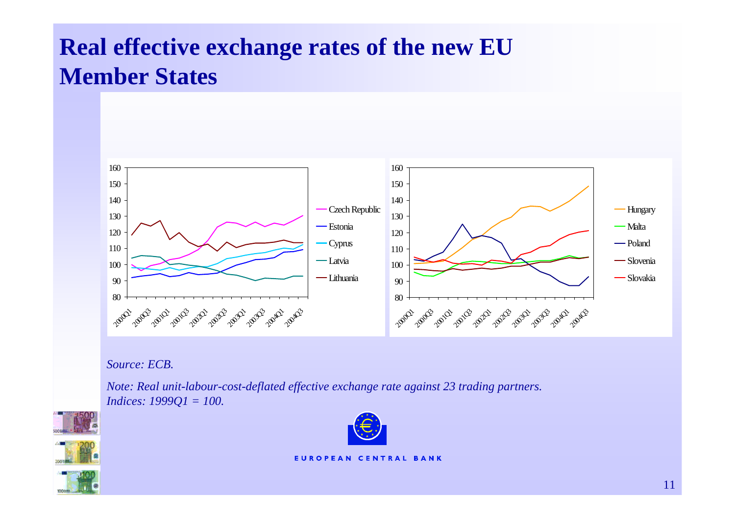# Real effective exchange rates of the new EU Member States

160
150
140
130
120
110
100
90
80

2000Q1 2000Q3 2001Q1 2001Q3 2002Q1 2002Q3 2003Q1 2003Q3 2004Q1 2004Q3

Czech Republic
Estonia
Cyprus
Latvia
Lithuania

160
150
140
130
120
110
100
90
80

2000Q1 2000Q3 2001Q1 2001Q3 2002Q1 2002Q3 2003Q1 2003Q3 2004Q1 2004Q3

Hungary
Malta
Poland
Slovenia
Slovakia

*Source: ECB.*

*Note: Real unit-labour-cost-deflated effective exchange rate against 23 trading partners. Indices: 1999Q1 = 100.*

EUROPEAN CENTRAL BANK